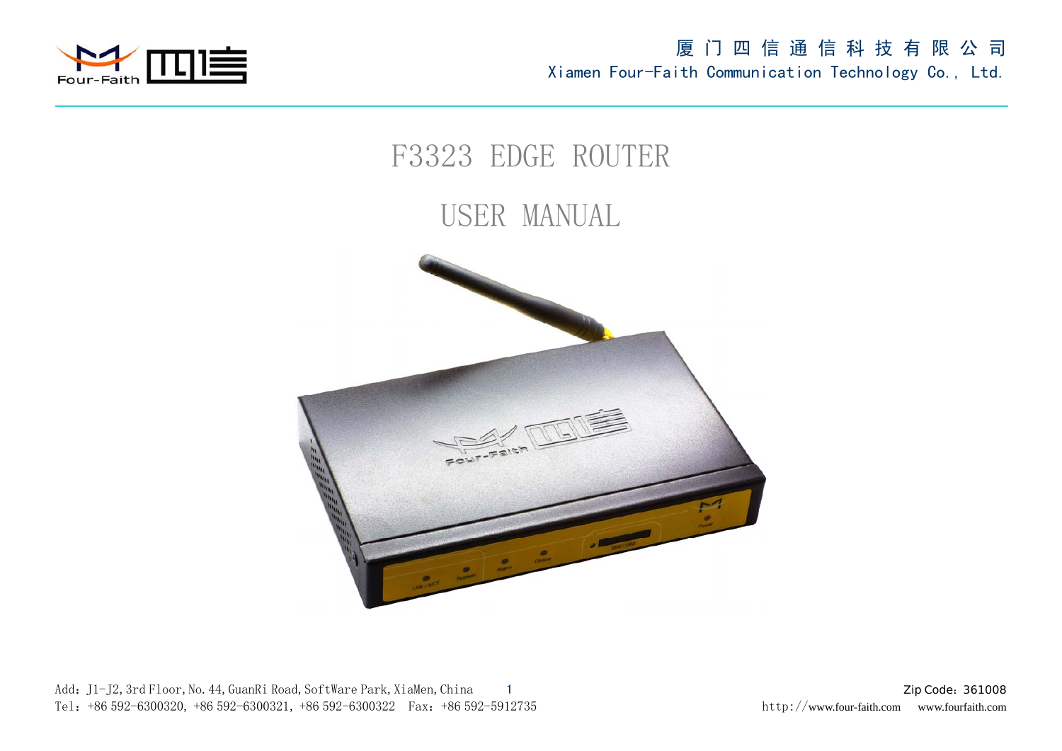# F3323 EDGE ROUTER

# USER MANUAL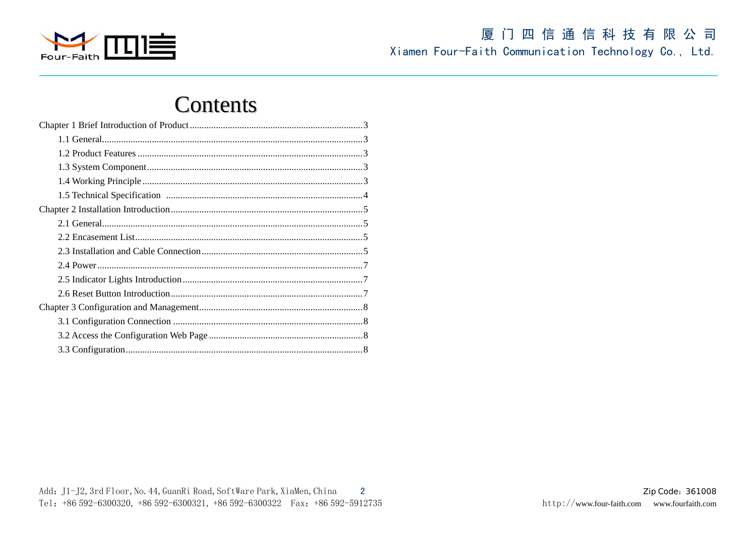# Contents

Chapter 1 Brief Introduction of Product ........................................................................3

- 1.1 General.............................................................................................................3
- 1.2 Product Features ..............................................................................................3
- 1.3 System Component..........................................................................................3
- 1.4 Working Principle ............................................................................................3
- 1.5 Technical Specification ..................................................................................4

Chapter 2 Installation Introduction................................................................................5

- 2.1 General.............................................................................................................5
- 2.2 Encasement List...............................................................................................5
- 2.3 Installation and Cable Connection ...................................................................5
- 2.4 Power...............................................................................................................7
- 2.5 Indicator Lights Introduction...........................................................................7
- 2.6 Reset Button Introduction................................................................................7

Chapter 3 Configuration and Management....................................................................8

- 3.1 Configuration Connection ...............................................................................8
- 3.2 Access the Configuration Web Page ................................................................8
- 3.3 Configuration...................................................................................................8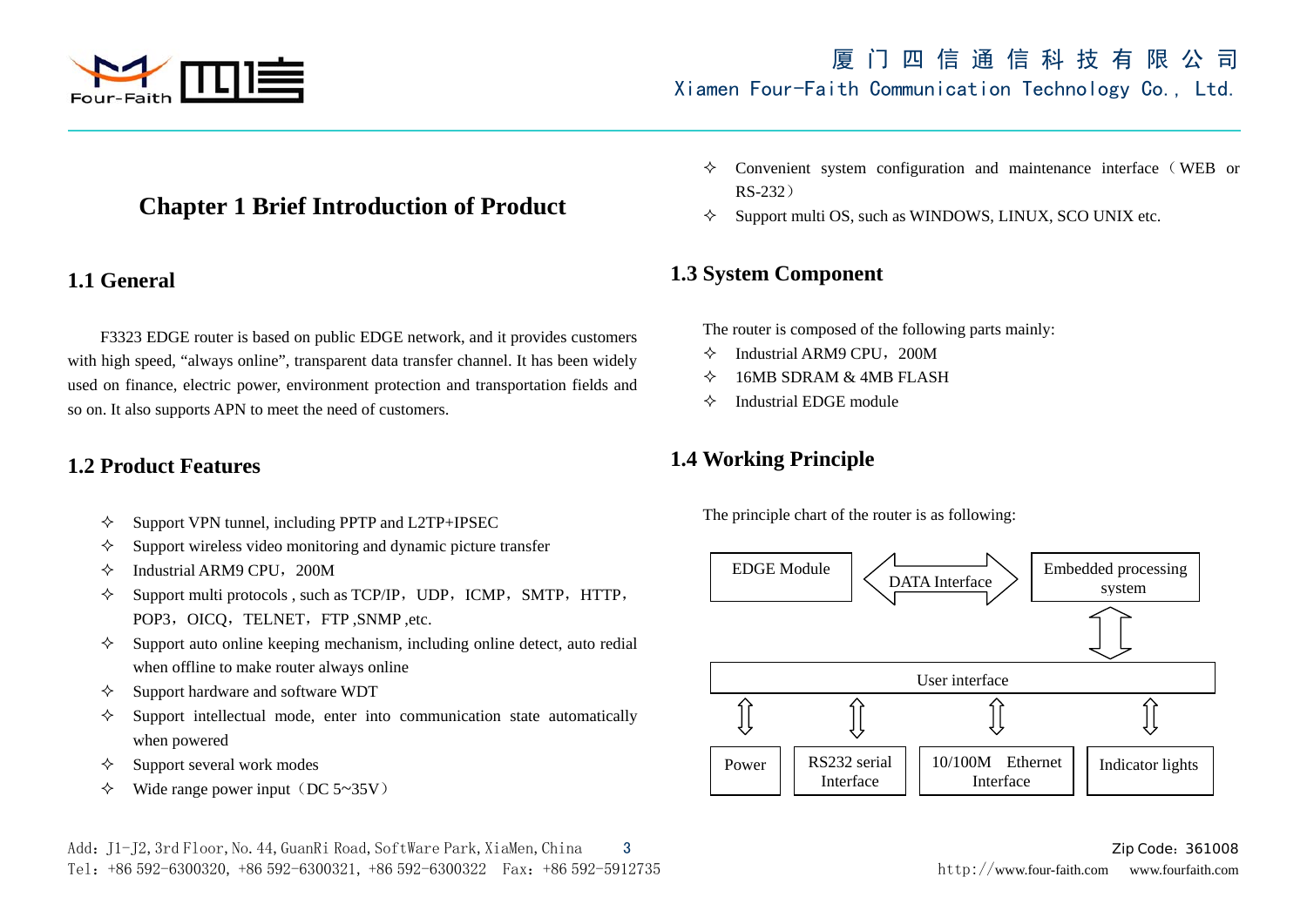# Chapter 1 Brief Introduction of Product

## 1.1 General

F3323 EDGE router is based on public EDGE network, and it provides customers with high speed, “always online”, transparent data transfer channel. It has been widely used on finance, electric power, environment protection and transportation fields and so on. It also supports APN to meet the need of customers.

## 1.2 Product Features

- ✧ Support VPN tunnel, including PPTP and L2TP+IPSEC
- ✧ Support wireless video monitoring and dynamic picture transfer
- ✧ Industrial ARM9 CPU，200M
- ✧ Support multi protocols , such as TCP/IP，UDP，ICMP，SMTP，HTTP，POP3，OICQ，TELNET，FTP ,SNMP ,etc.
- ✧ Support auto online keeping mechanism, including online detect, auto redial when offline to make router always online
- ✧ Support hardware and software WDT
- ✧ Support intellectual mode, enter into communication state automatically when powered
- ✧ Support several work modes
- ✧ Wide range power input（DC 5~35V）
- ✧ Convenient system configuration and maintenance interface（WEB or RS-232）
- ✧ Support multi OS, such as WINDOWS, LINUX, SCO UNIX etc.

## 1.3 System Component

The router is composed of the following parts mainly:

- ✧ Industrial ARM9 CPU，200M
- ✧ 16MB SDRAM & 4MB FLASH
- ✧ Industrial EDGE module

## 1.4 Working Principle

The principle chart of the router is as following:

EDGE Module ⇔ DATA Interface ⇔ Embedded processing system

⇕

User interface

⇕ Power | ⇕ RS232 serial Interface | ⇕ 10/100M Ethernet Interface | ⇕ Indicator lights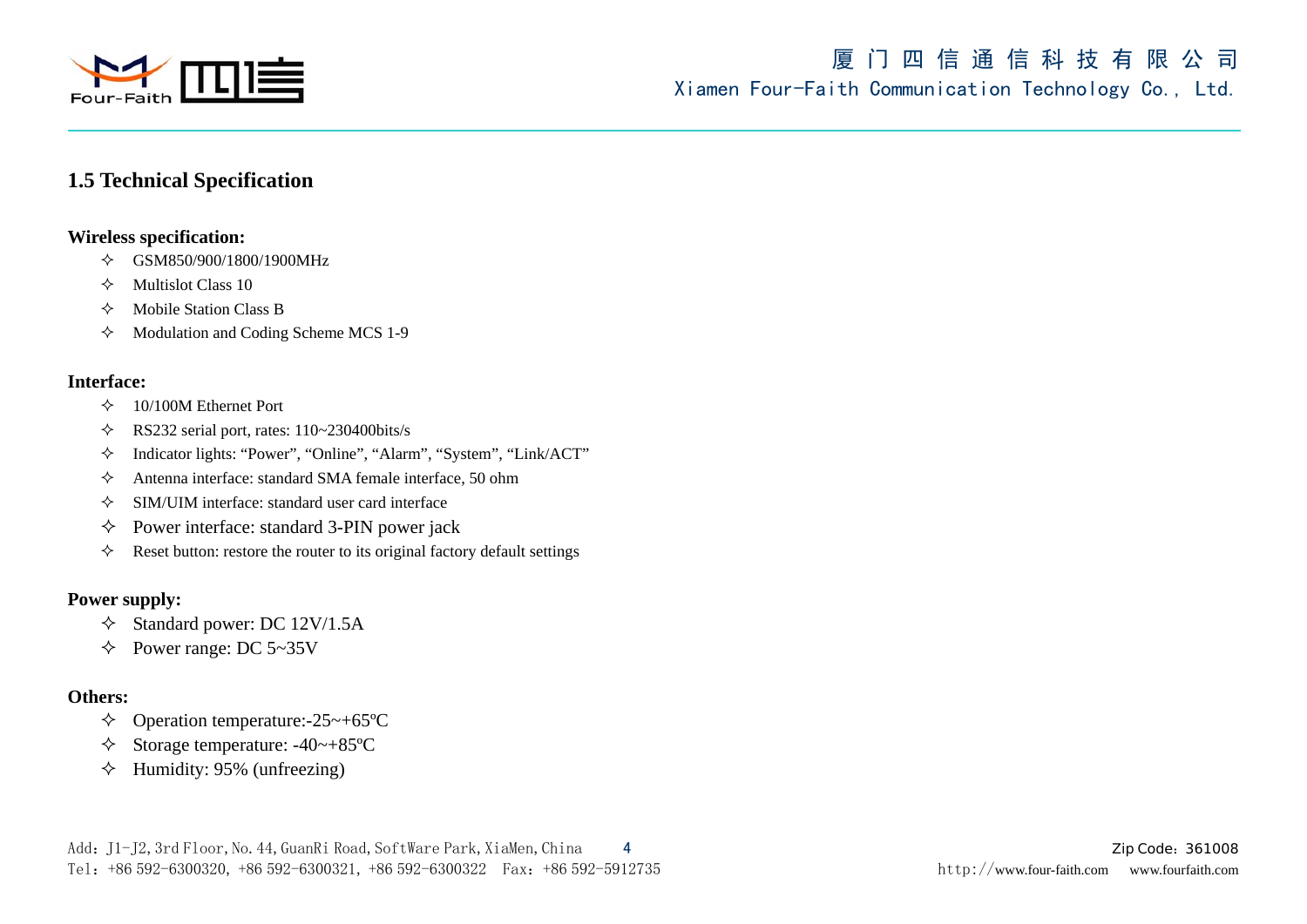## 1.5 Technical Specification

**Wireless specification:**

- ✧ GSM850/900/1800/1900MHz
- ✧ Multislot Class 10
- ✧ Mobile Station Class B
- ✧ Modulation and Coding Scheme MCS 1-9

**Interface:**

- ✧ 10/100M Ethernet Port
- ✧ RS232 serial port, rates: 110~230400bits/s
- ✧ Indicator lights: “Power”, “Online”, “Alarm”, “System”, “Link/ACT”
- ✧ Antenna interface: standard SMA female interface, 50 ohm
- ✧ SIM/UIM interface: standard user card interface
- ✧ Power interface: standard 3-PIN power jack
- ✧ Reset button: restore the router to its original factory default settings

**Power supply:**

- ✧ Standard power: DC 12V/1.5A
- ✧ Power range: DC 5~35V

**Others:**

- ✧ Operation temperature:-25~+65ºC
- ✧ Storage temperature: -40~+85ºC
- ✧ Humidity: 95% (unfreezing)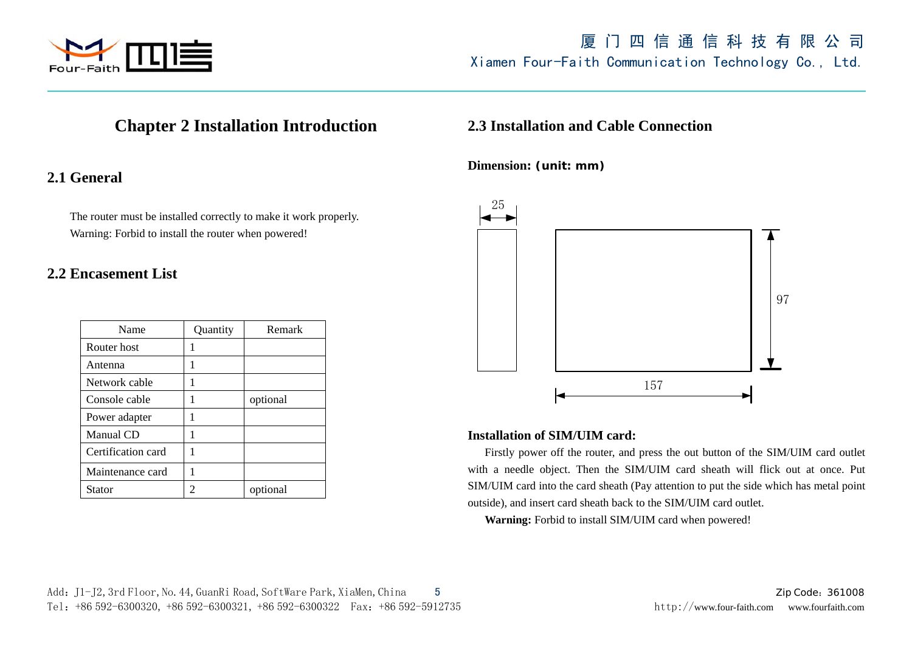# Chapter 2 Installation Introduction

## 2.1 General

The router must be installed correctly to make it work properly.
Warning: Forbid to install the router when powered!

## 2.2 Encasement List

| Name | Quantity | Remark |
|---|---|---|
| Router host | 1 | |
| Antenna | 1 | |
| Network cable | 1 | |
| Console cable | 1 | optional |
| Power adapter | 1 | |
| Manual CD | 1 | |
| Certification card | 1 | |
| Maintenance card | 1 | |
| Stator | 2 | optional |

## 2.3 Installation and Cable Connection

**Dimension: (unit: mm)**

25

97

157

**Installation of SIM/UIM card:**

Firstly power off the router, and press the out button of the SIM/UIM card outlet with a needle object. Then the SIM/UIM card sheath will flick out at once. Put SIM/UIM card into the card sheath (Pay attention to put the side which has metal point outside), and insert card sheath back to the SIM/UIM card outlet.

**Warning:** Forbid to install SIM/UIM card when powered!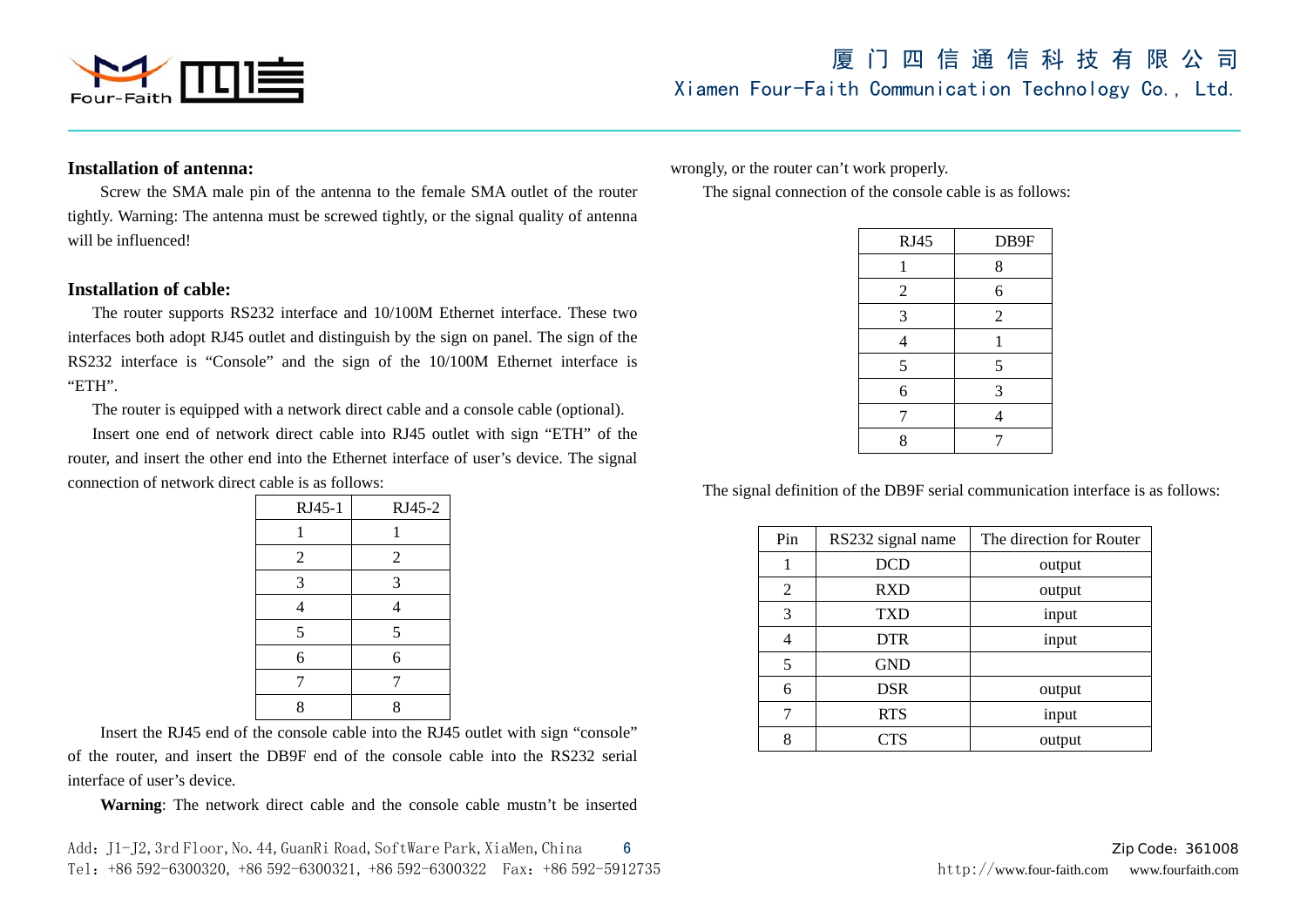**Installation of antenna:**

Screw the SMA male pin of the antenna to the female SMA outlet of the router tightly. Warning: The antenna must be screwed tightly, or the signal quality of antenna will be influenced!

**Installation of cable:**

The router supports RS232 interface and 10/100M Ethernet interface. These two interfaces both adopt RJ45 outlet and distinguish by the sign on panel. The sign of the RS232 interface is “Console” and the sign of the 10/100M Ethernet interface is “ETH”.

The router is equipped with a network direct cable and a console cable (optional).

Insert one end of network direct cable into RJ45 outlet with sign “ETH” of the router, and insert the other end into the Ethernet interface of user’s device. The signal connection of network direct cable is as follows:

| RJ45-1 | RJ45-2 |
|---|---|
| 1 | 1 |
| 2 | 2 |
| 3 | 3 |
| 4 | 4 |
| 5 | 5 |
| 6 | 6 |
| 7 | 7 |
| 8 | 8 |

Insert the RJ45 end of the console cable into the RJ45 outlet with sign “console” of the router, and insert the DB9F end of the console cable into the RS232 serial interface of user’s device.

**Warning**: The network direct cable and the console cable mustn’t be inserted wrongly, or the router can’t work properly.

The signal connection of the console cable is as follows:

| RJ45 | DB9F |
|---|---|
| 1 | 8 |
| 2 | 6 |
| 3 | 2 |
| 4 | 1 |
| 5 | 5 |
| 6 | 3 |
| 7 | 4 |
| 8 | 7 |

The signal definition of the DB9F serial communication interface is as follows:

| Pin | RS232 signal name | The direction for Router |
|---|---|---|
| 1 | DCD | output |
| 2 | RXD | output |
| 3 | TXD | input |
| 4 | DTR | input |
| 5 | GND | |
| 6 | DSR | output |
| 7 | RTS | input |
| 8 | CTS | output |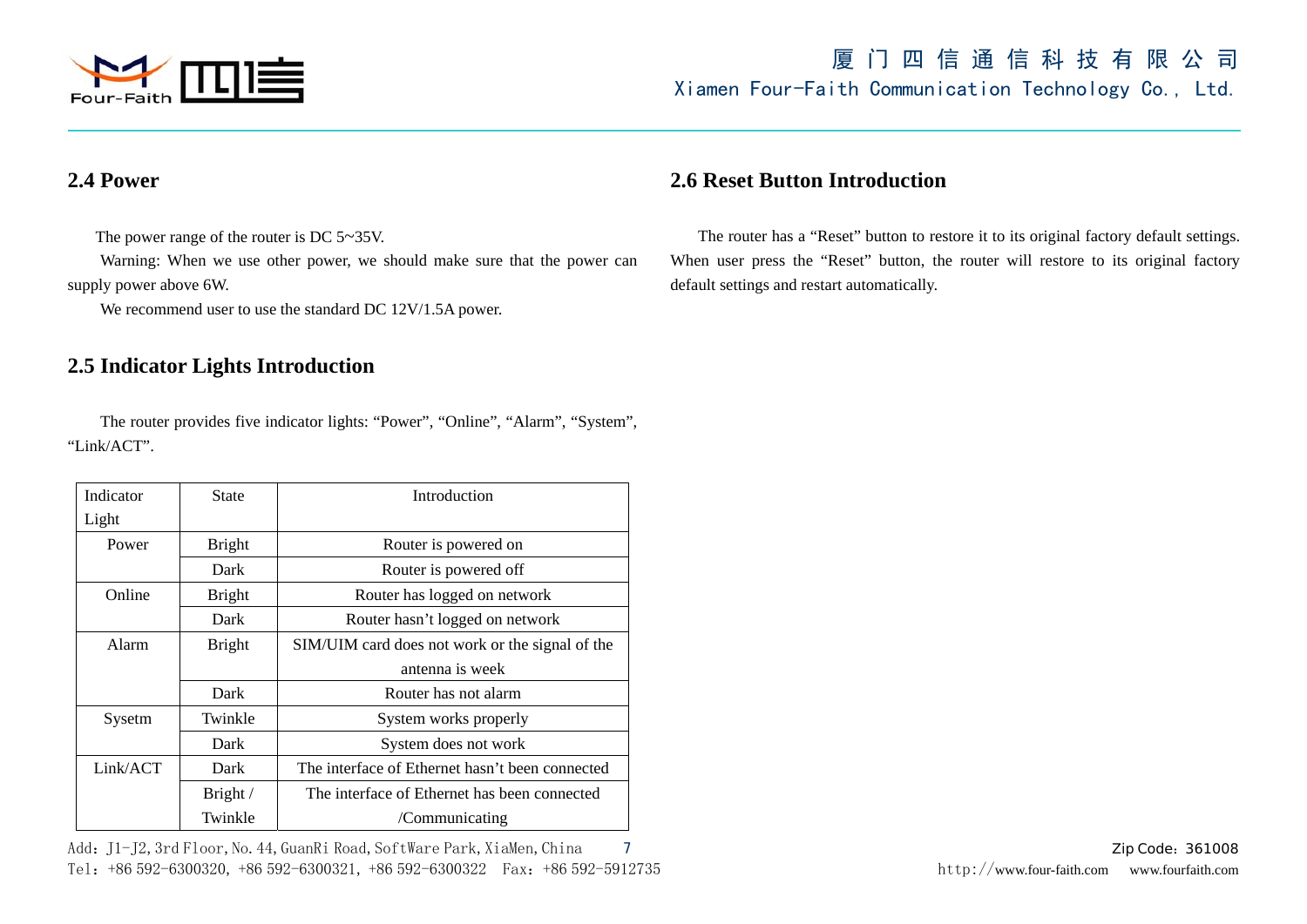## 2.4 Power

The power range of the router is DC 5~35V.

Warning: When we use other power, we should make sure that the power can supply power above 6W.

We recommend user to use the standard DC 12V/1.5A power.

## 2.5 Indicator Lights Introduction

The router provides five indicator lights: "Power", "Online", "Alarm", "System", "Link/ACT".

| Indicator Light | State | Introduction |
|---|---|---|
| Power | Bright | Router is powered on |
| | Dark | Router is powered off |
| Online | Bright | Router has logged on network |
| | Dark | Router hasn't logged on network |
| Alarm | Bright | SIM/UIM card does not work or the signal of the antenna is week |
| | Dark | Router has not alarm |
| Sysetm | Twinkle | System works properly |
| | Dark | System does not work |
| Link/ACT | Dark | The interface of Ethernet hasn't been connected |
| | Bright / Twinkle | The interface of Ethernet has been connected /Communicating |

## 2.6 Reset Button Introduction

The router has a "Reset" button to restore it to its original factory default settings. When user press the "Reset" button, the router will restore to its original factory default settings and restart automatically.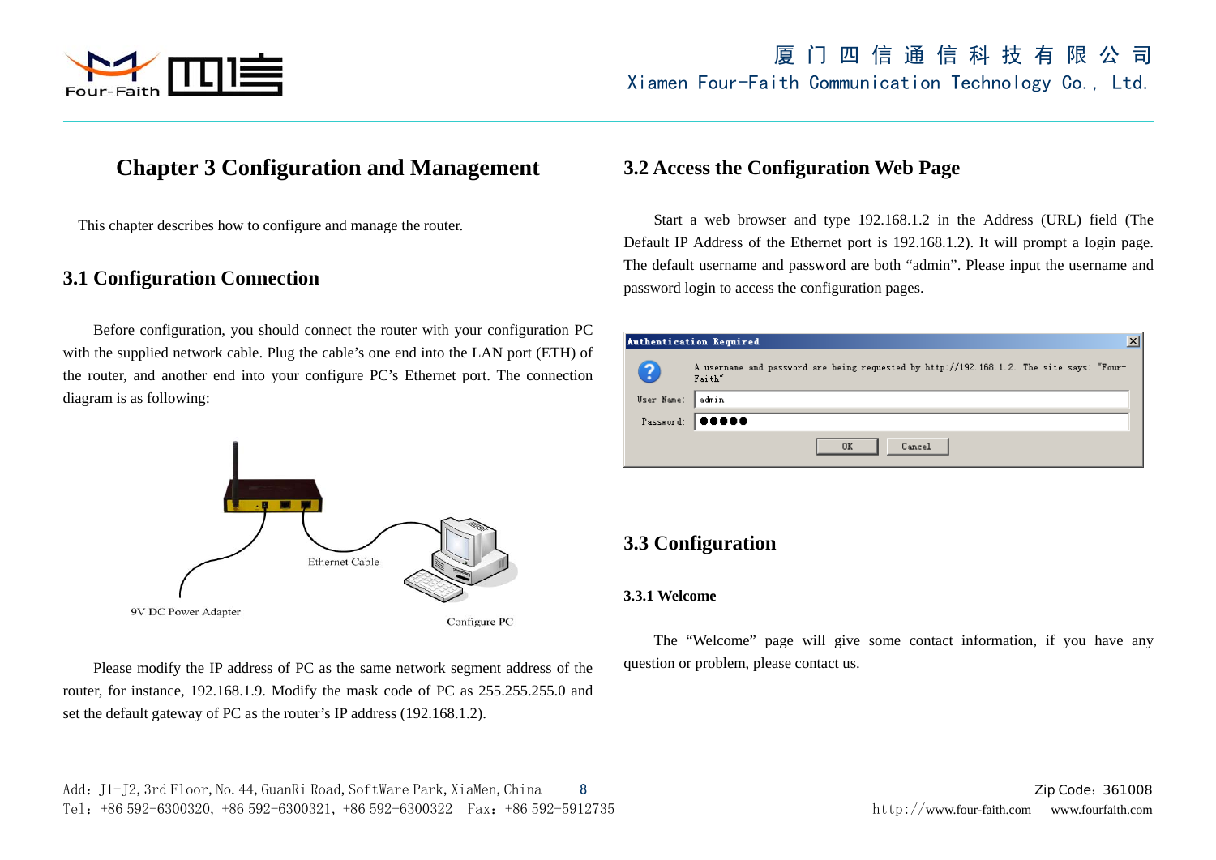# Chapter 3 Configuration and Management

This chapter describes how to configure and manage the router.

## 3.1 Configuration Connection

Before configuration, you should connect the router with your configuration PC with the supplied network cable. Plug the cable's one end into the LAN port (ETH) of the router, and another end into your configure PC's Ethernet port. The connection diagram is as following:

Please modify the IP address of PC as the same network segment address of the router, for instance, 192.168.1.9. Modify the mask code of PC as 255.255.255.0 and set the default gateway of PC as the router's IP address (192.168.1.2).

## 3.2 Access the Configuration Web Page

Start a web browser and type 192.168.1.2 in the Address (URL) field (The Default IP Address of the Ethernet port is 192.168.1.2). It will prompt a login page. The default username and password are both "admin". Please input the username and password login to access the configuration pages.

## 3.3 Configuration

### 3.3.1 Welcome

The "Welcome" page will give some contact information, if you have any question or problem, please contact us.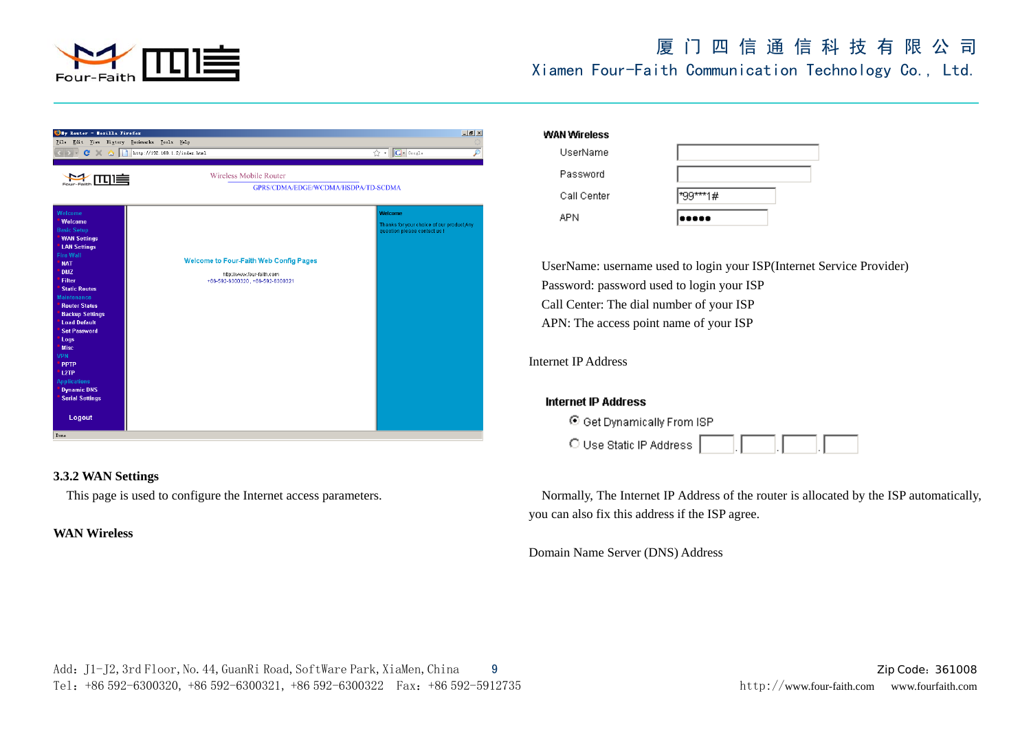### 3.3.2 WAN Settings

This page is used to configure the Internet access parameters.

**WAN Wireless**

**WAN Wireless**

| | |
|---|---|
| UserName | |
| Password | |
| Call Center | *99***1# |
| APN | ●●●●● |

UserName: username used to login your ISP(Internet Service Provider)
Password: password used to login your ISP
Call Center: The dial number of your ISP
APN: The access point name of your ISP

Internet IP Address

**Internet IP Address**

- ◉ Get Dynamically From ISP
- ○ Use Static IP Address [ ].[ ].[ ].[ ]

Normally, The Internet IP Address of the router is allocated by the ISP automatically, you can also fix this address if the ISP agree.

Domain Name Server (DNS) Address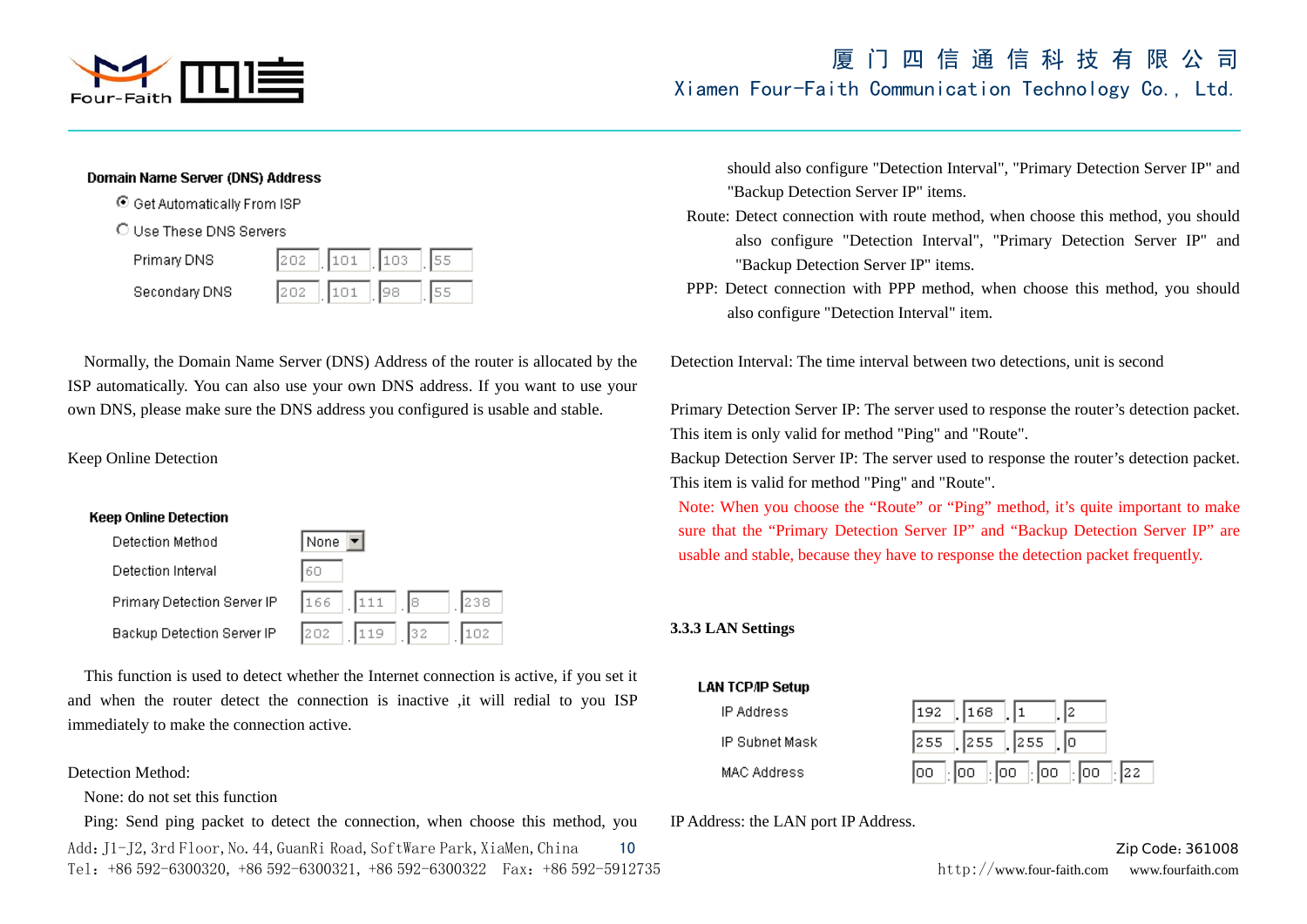**Domain Name Server (DNS) Address**

- Get Automatically From ISP
- Use These DNS Servers

| | | | | |
|---|---|---|---|---|
| Primary DNS | 202 | 101 | 103 | 55 |
| Secondary DNS | 202 | 101 | 98 | 55 |

Normally, the Domain Name Server (DNS) Address of the router is allocated by the ISP automatically. You can also use your own DNS address. If you want to use your own DNS, please make sure the DNS address you configured is usable and stable.

Keep Online Detection

**Keep Online Detection**

| | | | | |
|---|---|---|---|---|
| Detection Method | None | | | |
| Detection Interval | 60 | | | |
| Primary Detection Server IP | 166 | 111 | 8 | 238 |
| Backup Detection Server IP | 202 | 119 | 32 | 102 |

This function is used to detect whether the Internet connection is active, if you set it and when the router detect the connection is inactive ,it will redial to you ISP immediately to make the connection active.

Detection Method:

None: do not set this function

Ping: Send ping packet to detect the connection, when choose this method, you should also configure "Detection Interval", "Primary Detection Server IP" and "Backup Detection Server IP" items.

Route: Detect connection with route method, when choose this method, you should also configure "Detection Interval", "Primary Detection Server IP" and "Backup Detection Server IP" items.

PPP: Detect connection with PPP method, when choose this method, you should also configure "Detection Interval" item.

Detection Interval: The time interval between two detections, unit is second

Primary Detection Server IP: The server used to response the router's detection packet. This item is only valid for method "Ping" and "Route".

Backup Detection Server IP: The server used to response the router's detection packet. This item is valid for method "Ping" and "Route".

Note: When you choose the "Route" or "Ping" method, it's quite important to make sure that the "Primary Detection Server IP" and "Backup Detection Server IP" are usable and stable, because they have to response the detection packet frequently.

### 3.3.3 LAN Settings

**LAN TCP/IP Setup**

| | | | | | | |
|---|---|---|---|---|---|---|
| IP Address | 192 | 168 | 1 | 2 | | |
| IP Subnet Mask | 255 | 255 | 255 | 0 | | |
| MAC Address | 00 | 00 | 00 | 00 | 00 | 22 |

IP Address: the LAN port IP Address.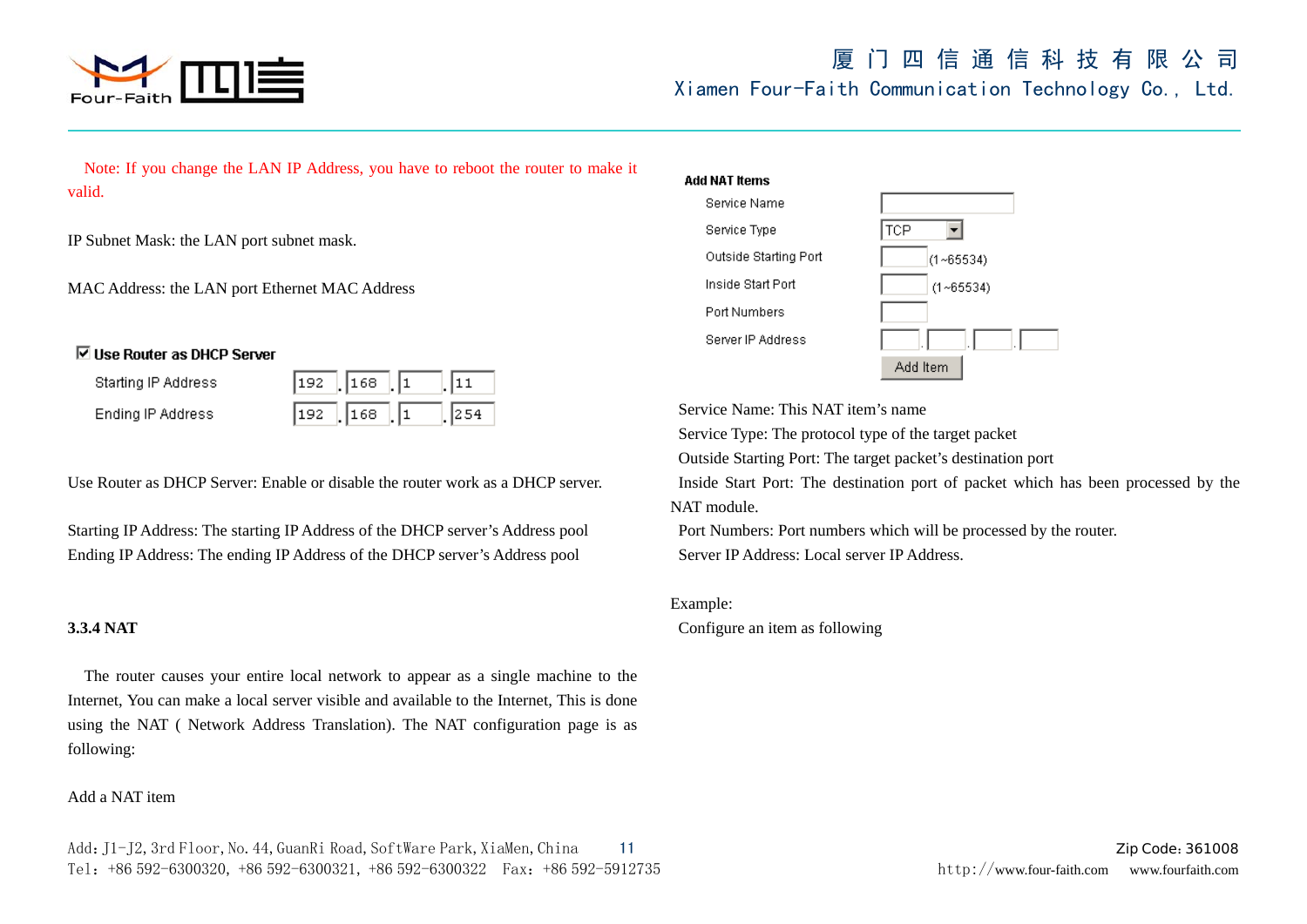Note: If you change the LAN IP Address, you have to reboot the router to make it valid.

IP Subnet Mask: the LAN port subnet mask.

MAC Address: the LAN port Ethernet MAC Address

☑ **Use Router as DHCP Server**

| | | | | |
|---|---|---|---|---|
| Starting IP Address | 192 | 168 | 1 | 11 |
| Ending IP Address | 192 | 168 | 1 | 254 |

Use Router as DHCP Server: Enable or disable the router work as a DHCP server.

Starting IP Address: The starting IP Address of the DHCP server's Address pool
Ending IP Address: The ending IP Address of the DHCP server's Address pool

### 3.3.4 NAT

The router causes your entire local network to appear as a single machine to the Internet, You can make a local server visible and available to the Internet, This is done using the NAT ( Network Address Translation). The NAT configuration page is as following:

Add a NAT item

**Add NAT Items**

| | |
|---|---|
| Service Name | |
| Service Type | TCP |
| Outside Starting Port | (1~65534) |
| Inside Start Port | (1~65534) |
| Port Numbers | |
| Server IP Address | . . . |
| | Add Item |

Service Name: This NAT item's name
Service Type: The protocol type of the target packet
Outside Starting Port: The target packet's destination port
Inside Start Port: The destination port of packet which has been processed by the NAT module.
Port Numbers: Port numbers which will be processed by the router.
Server IP Address: Local server IP Address.

Example:
Configure an item as following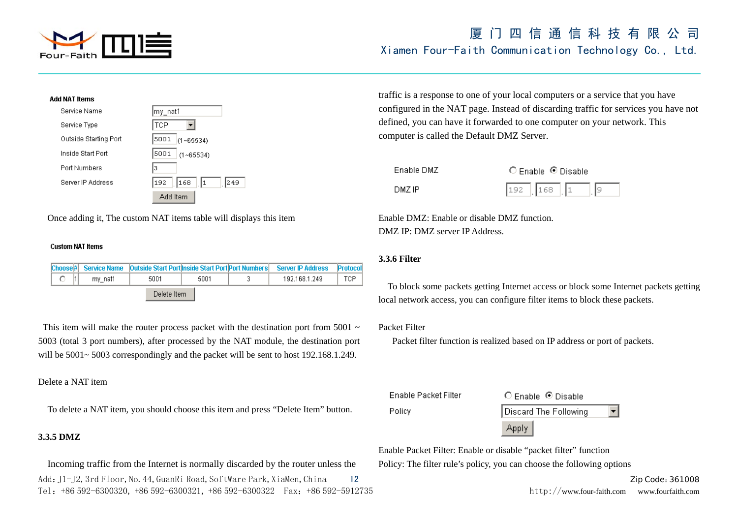**Add NAT Items**

| | |
|---|---|
| Service Name | my_nat1 |
| Service Type | TCP |
| Outside Starting Port | 5001 (1~65534) |
| Inside Start Port | 5001 (1~65534) |
| Port Numbers | 3 |
| Server IP Address | 192 . 168 . 1 . 249 |

Add Item

Once adding it, The custom NAT items table will displays this item

**Custom NAT Items**

| Choose | # | Service Name | Outside Start Port | Inside Start Port | Port Numbers | Server IP Address | Protocol |
|---|---|---|---|---|---|---|---|
| ○ | 1 | my_nat1 | 5001 | 5001 | 3 | 192.168.1.249 | TCP |

Delete Item

This item will make the router process packet with the destination port from 5001 ~ 5003 (total 3 port numbers), after processed by the NAT module, the destination port will be 5001~ 5003 correspondingly and the packet will be sent to host 192.168.1.249.

Delete a NAT item

To delete a NAT item, you should choose this item and press "Delete Item" button.

### 3.3.5 DMZ

Incoming traffic from the Internet is normally discarded by the router unless the traffic is a response to one of your local computers or a service that you have configured in the NAT page. Instead of discarding traffic for services you have not defined, you can have it forwarded to one computer on your network. This computer is called the Default DMZ Server.

| | |
|---|---|
| Enable DMZ | ○ Enable ◉ Disable |
| DMZ IP | 192 . 168 . 1 . 9 |

Enable DMZ: Enable or disable DMZ function.
DMZ IP: DMZ server IP Address.

### 3.3.6 Filter

To block some packets getting Internet access or block some Internet packets getting local network access, you can configure filter items to block these packets.

Packet Filter

Packet filter function is realized based on IP address or port of packets.

| | |
|---|---|
| Enable Packet Filter | ○ Enable ◉ Disable |
| Policy | Discard The Following |

Apply

Enable Packet Filter: Enable or disable "packet filter" function
Policy: The filter rule's policy, you can choose the following options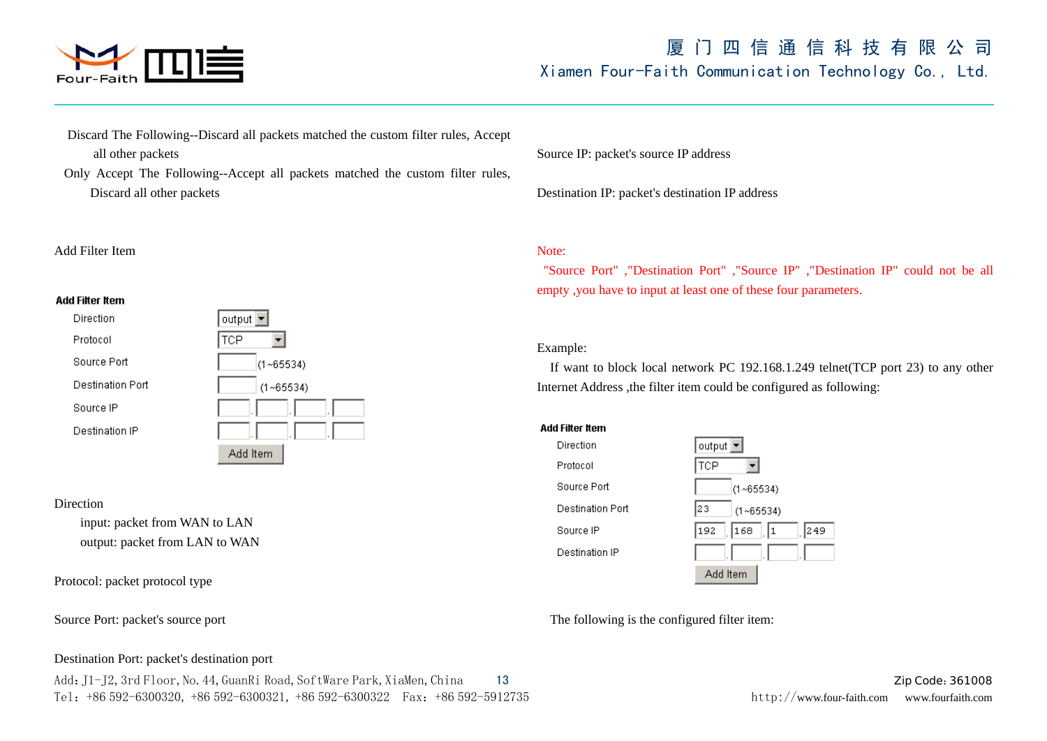Discard The Following--Discard all packets matched the custom filter rules, Accept all other packets

Only Accept The Following--Accept all packets matched the custom filter rules, Discard all other packets

Add Filter Item

**Add Filter Item**

| | |
|---|---|
| Direction | output |
| Protocol | TCP |
| Source Port | (1~65534) |
| Destination Port | (1~65534) |
| Source IP | . . . |
| Destination IP | . . . |
| | Add Item |

Direction

input: packet from WAN to LAN

output: packet from LAN to WAN

Protocol: packet protocol type

Source Port: packet's source port

Destination Port: packet's destination port

Source IP: packet's source IP address

Destination IP: packet's destination IP address

Note:

"Source Port" ,"Destination Port" ,"Source IP" ,"Destination IP" could not be all empty ,you have to input at least one of these four parameters.

Example:

If want to block local network PC 192.168.1.249 telnet(TCP port 23) to any other Internet Address ,the filter item could be configured as following:

**Add Filter Item**

| | |
|---|---|
| Direction | output |
| Protocol | TCP |
| Source Port | (1~65534) |
| Destination Port | 23 (1~65534) |
| Source IP | 192 . 168 . 1 . 249 |
| Destination IP | . . . |
| | Add Item |

The following is the configured filter item: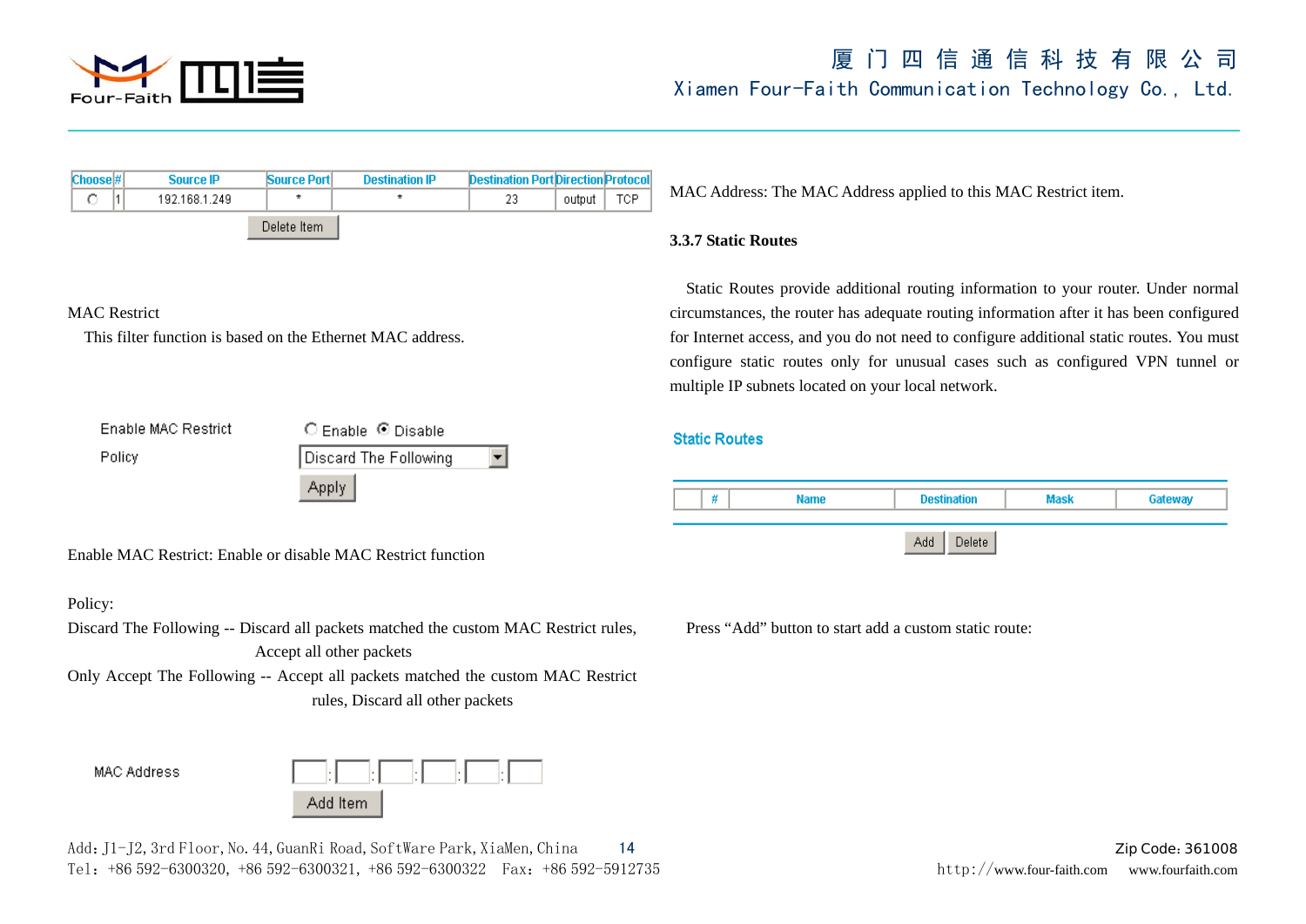| Choose | # | Source IP | Source Port | Destination IP | Destination Port | Direction | Protocol |
|---|---|---|---|---|---|---|---|
| ○ | 1 | 192.168.1.249 | * | * | 23 | output | TCP |

Delete Item

MAC Restrict

This filter function is based on the Ethernet MAC address.

Enable MAC Restrict ○ Enable ◉ Disable

Policy [Discard The Following]

Apply

Enable MAC Restrict: Enable or disable MAC Restrict function

Policy:

Discard The Following -- Discard all packets matched the custom MAC Restrict rules, Accept all other packets

Only Accept The Following -- Accept all packets matched the custom MAC Restrict rules, Discard all other packets

MAC Address [ ]:[ ]:[ ]:[ ]:[ ]:[ ]

Add Item

MAC Address: The MAC Address applied to this MAC Restrict item.

### 3.3.7 Static Routes

Static Routes provide additional routing information to your router. Under normal circumstances, the router has adequate routing information after it has been configured for Internet access, and you do not need to configure additional static routes. You must configure static routes only for unusual cases such as configured VPN tunnel or multiple IP subnets located on your local network.

**Static Routes**

| | # | Name | Destination | Mask | Gateway |
|---|---|---|---|---|---|

Add Delete

Press "Add" button to start add a custom static route: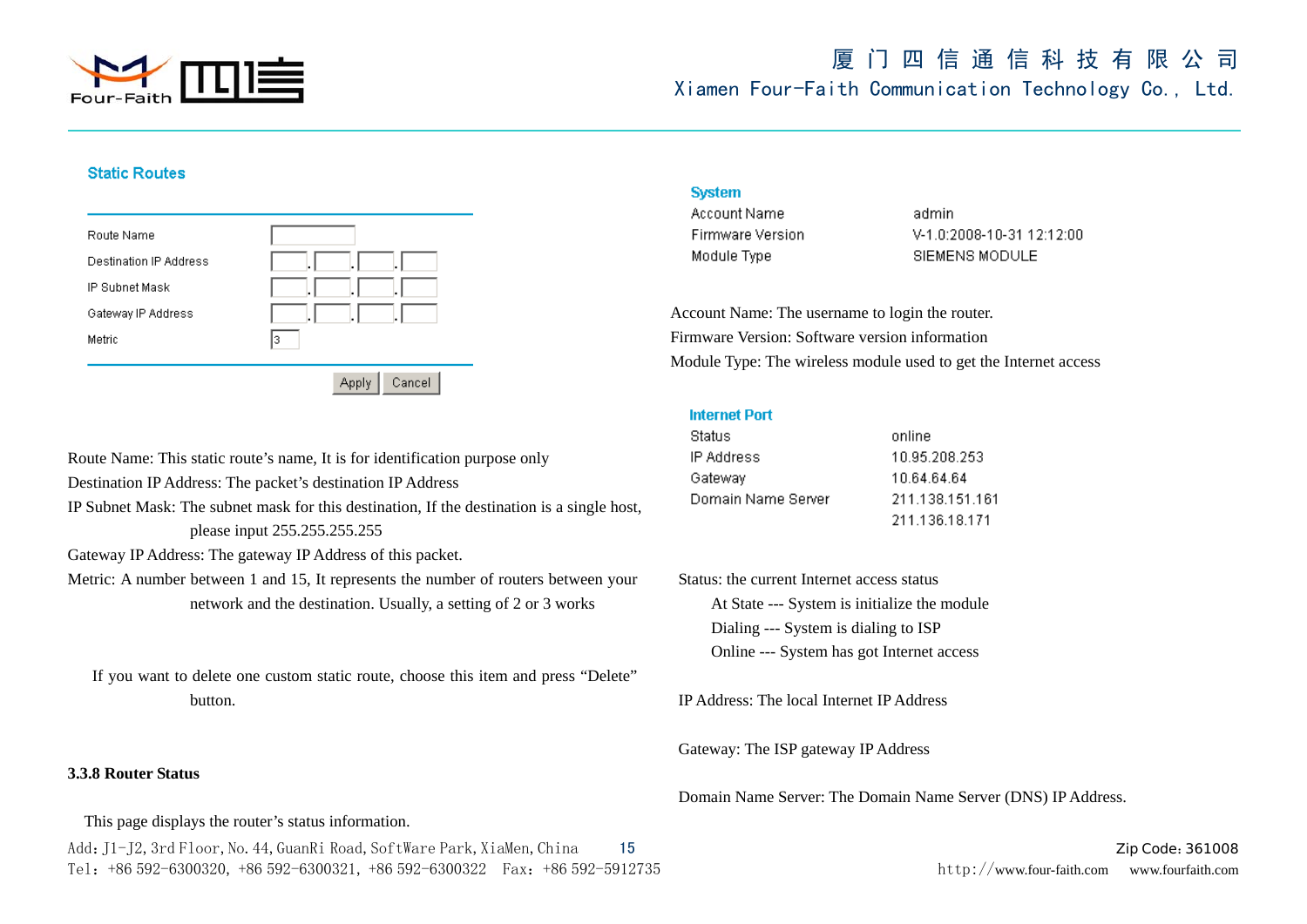**Static Routes**

| | |
|---|---|
| Route Name | |
| Destination IP Address | . . . |
| IP Subnet Mask | . . . |
| Gateway IP Address | . . . |
| Metric | 3 |

Apply Cancel

Route Name: This static route's name, It is for identification purpose only

Destination IP Address: The packet's destination IP Address

IP Subnet Mask: The subnet mask for this destination, If the destination is a single host, please input 255.255.255.255

Gateway IP Address: The gateway IP Address of this packet.

Metric: A number between 1 and 15, It represents the number of routers between your network and the destination. Usually, a setting of 2 or 3 works

If you want to delete one custom static route, choose this item and press "Delete" button.

### 3.3.8 Router Status

This page displays the router's status information.

**System**

| | |
|---|---|
| Account Name | admin |
| Firmware Version | V-1.0:2008-10-31 12:12:00 |
| Module Type | SIEMENS MODULE |

Account Name: The username to login the router.

Firmware Version: Software version information

Module Type: The wireless module used to get the Internet access

**Internet Port**

| | |
|---|---|
| Status | online |
| IP Address | 10.95.208.253 |
| Gateway | 10.64.64.64 |
| Domain Name Server | 211.138.151.161<br>211.136.18.171 |

Status: the current Internet access status

- At State --- System is initialize the module
- Dialing --- System is dialing to ISP
- Online --- System has got Internet access

IP Address: The local Internet IP Address

Gateway: The ISP gateway IP Address

Domain Name Server: The Domain Name Server (DNS) IP Address.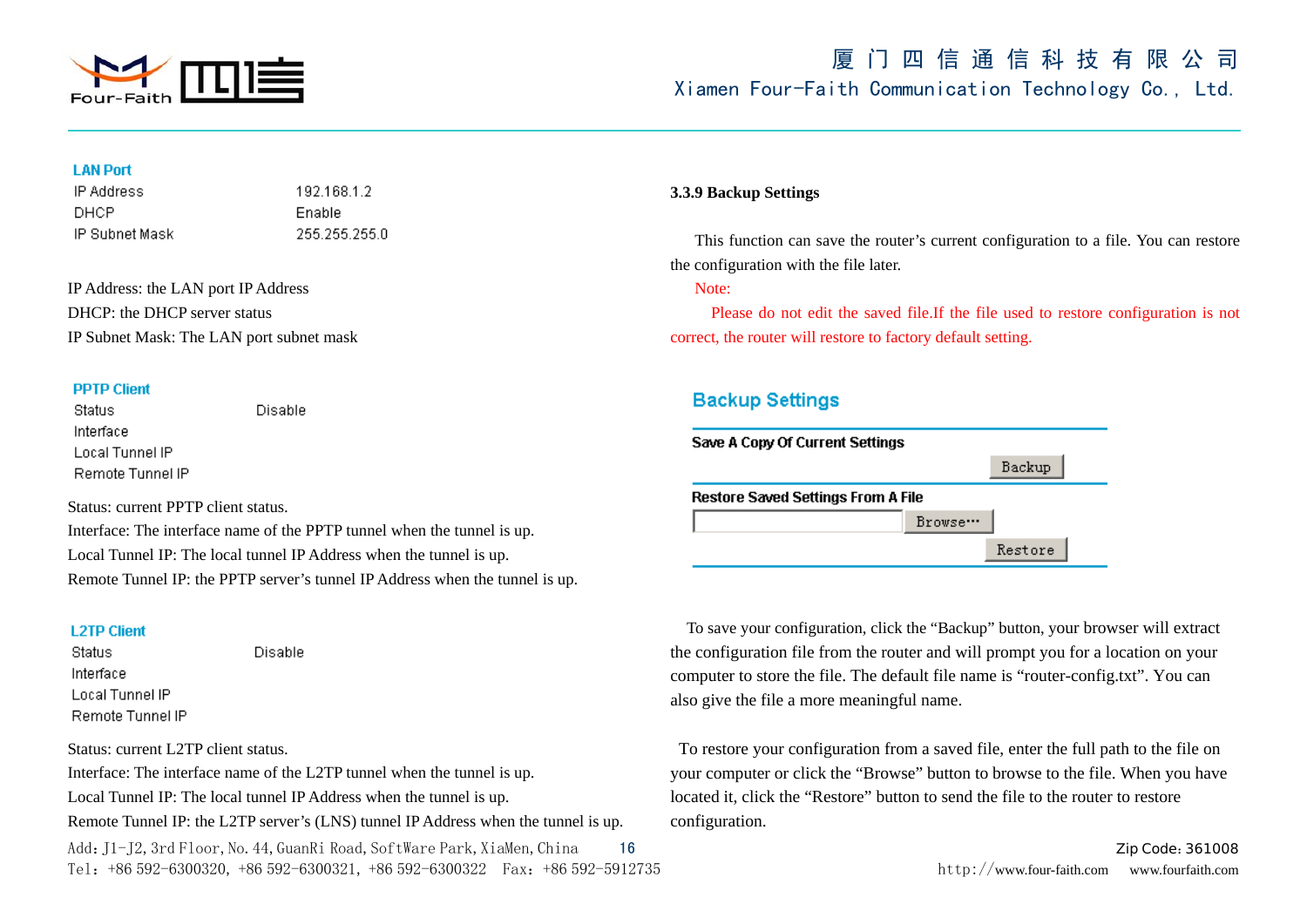**LAN Port**

| | |
|---|---|
| IP Address | 192.168.1.2 |
| DHCP | Enable |
| IP Subnet Mask | 255.255.255.0 |

IP Address: the LAN port IP Address
DHCP: the DHCP server status
IP Subnet Mask: The LAN port subnet mask

**PPTP Client**

| | |
|---|---|
| Status | Disable |
| Interface | |
| Local Tunnel IP | |
| Remote Tunnel IP | |

Status: current PPTP client status.
Interface: The interface name of the PPTP tunnel when the tunnel is up.
Local Tunnel IP: The local tunnel IP Address when the tunnel is up.
Remote Tunnel IP: the PPTP server's tunnel IP Address when the tunnel is up.

**L2TP Client**

| | |
|---|---|
| Status | Disable |
| Interface | |
| Local Tunnel IP | |
| Remote Tunnel IP | |

Status: current L2TP client status.
Interface: The interface name of the L2TP tunnel when the tunnel is up.
Local Tunnel IP: The local tunnel IP Address when the tunnel is up.
Remote Tunnel IP: the L2TP server's (LNS) tunnel IP Address when the tunnel is up.

### 3.3.9 Backup Settings

This function can save the router's current configuration to a file. You can restore the configuration with the file later.

Note:

Please do not edit the saved file.If the file used to restore configuration is not correct, the router will restore to factory default setting.

**Backup Settings**

**Save A Copy Of Current Settings**

Backup

**Restore Saved Settings From A File**

Browse…

Restore

To save your configuration, click the "Backup" button, your browser will extract the configuration file from the router and will prompt you for a location on your computer to store the file. The default file name is "router-config.txt". You can also give the file a more meaningful name.

To restore your configuration from a saved file, enter the full path to the file on your computer or click the "Browse" button to browse to the file. When you have located it, click the "Restore" button to send the file to the router to restore configuration.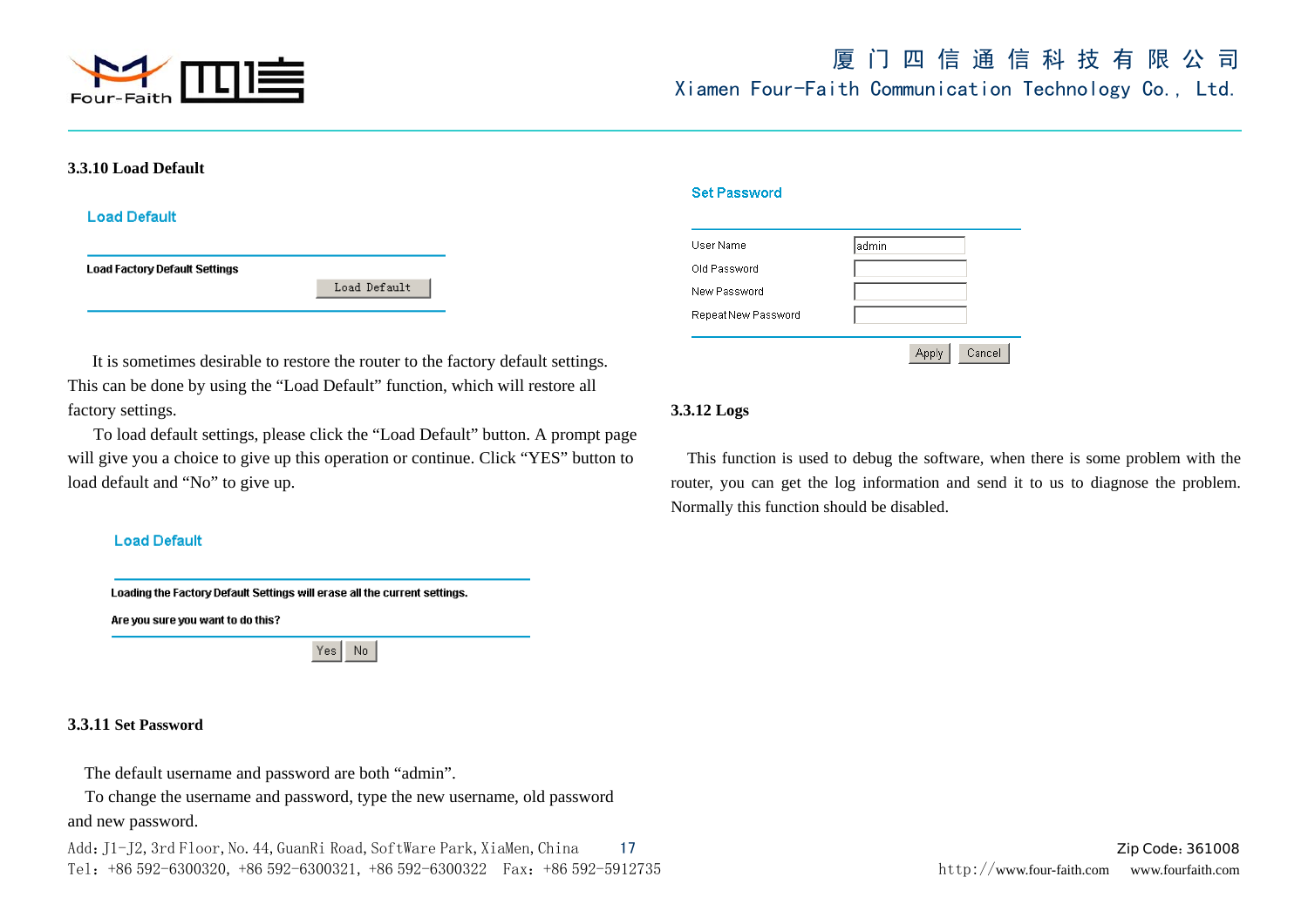### 3.3.10 Load Default

**Load Default**

| Load Factory Default Settings | Load Default |
|---|---|

It is sometimes desirable to restore the router to the factory default settings. This can be done by using the "Load Default" function, which will restore all factory settings.

To load default settings, please click the "Load Default" button. A prompt page will give you a choice to give up this operation or continue. Click "YES" button to load default and "No" to give up.

**Load Default**

Loading the Factory Default Settings will erase all the current settings.

Are you sure you want to do this?

Yes No

### 3.3.11 Set Password

The default username and password are both "admin".

To change the username and password, type the new username, old password and new password.

**Set Password**

| Field | Value |
|---|---|
| User Name | admin |
| Old Password | |
| New Password | |
| Repeat New Password | |

Apply Cancel

### 3.3.12 Logs

This function is used to debug the software, when there is some problem with the router, you can get the log information and send it to us to diagnose the problem. Normally this function should be disabled.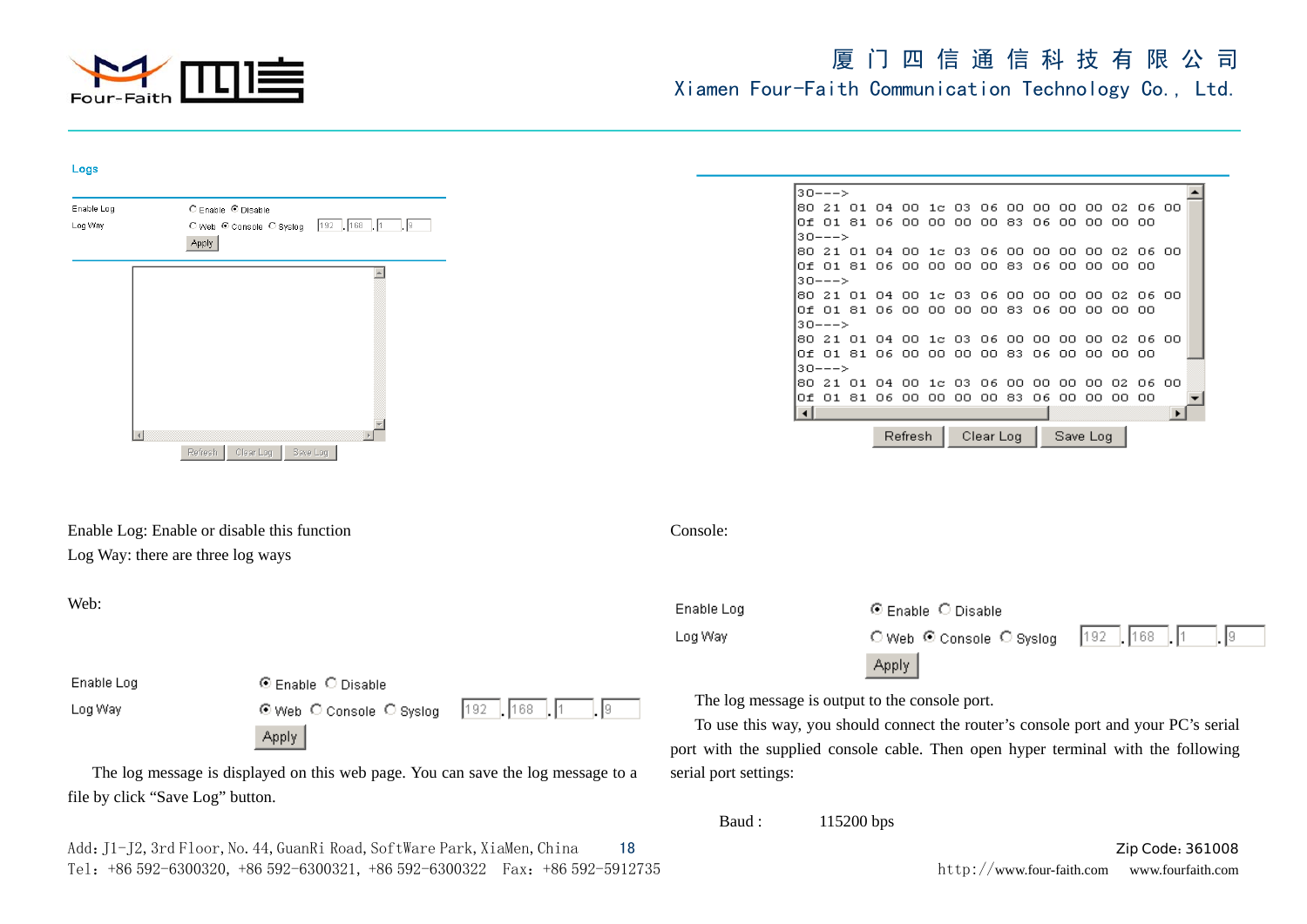Logs

| | |
|---|---|
| Enable Log | ○ Enable ◉ Disable |
| Log Way | ○ Web ◉ Console ○ Syslog 192 . 168 . 1 . 9 |
| | Apply |

Refresh Clear Log Save Log

```
30--->
80 21 01 04 00 1c 03 06 00 00 00 00 02 06 00
0f 01 81 06 00 00 00 00 83 06 00 00 00 00
30--->
80 21 01 04 00 1c 03 06 00 00 00 00 02 06 00
0f 01 81 06 00 00 00 00 83 06 00 00 00 00
30--->
80 21 01 04 00 1c 03 06 00 00 00 00 02 06 00
0f 01 81 06 00 00 00 00 83 06 00 00 00 00
30--->
80 21 01 04 00 1c 03 06 00 00 00 00 02 06 00
0f 01 81 06 00 00 00 00 83 06 00 00 00 00
30--->
80 21 01 04 00 1c 03 06 00 00 00 00 02 06 00
0f 01 81 06 00 00 00 00 83 06 00 00 00 00
```

Refresh Clear Log Save Log

Enable Log: Enable or disable this function

Log Way: there are three log ways

Web:

| | |
|---|---|
| Enable Log | ◉ Enable ○ Disable |
| Log Way | ◉ Web ○ Console ○ Syslog 192 . 168 . 1 . 9 |
| | Apply |

The log message is displayed on this web page. You can save the log message to a file by click "Save Log" button.

Console:

| | |
|---|---|
| Enable Log | ◉ Enable ○ Disable |
| Log Way | ○ Web ◉ Console ○ Syslog 192 . 168 . 1 . 9 |
| | Apply |

The log message is output to the console port.

To use this way, you should connect the router's console port and your PC's serial port with the supplied console cable. Then open hyper terminal with the following serial port settings:

Baud : 115200 bps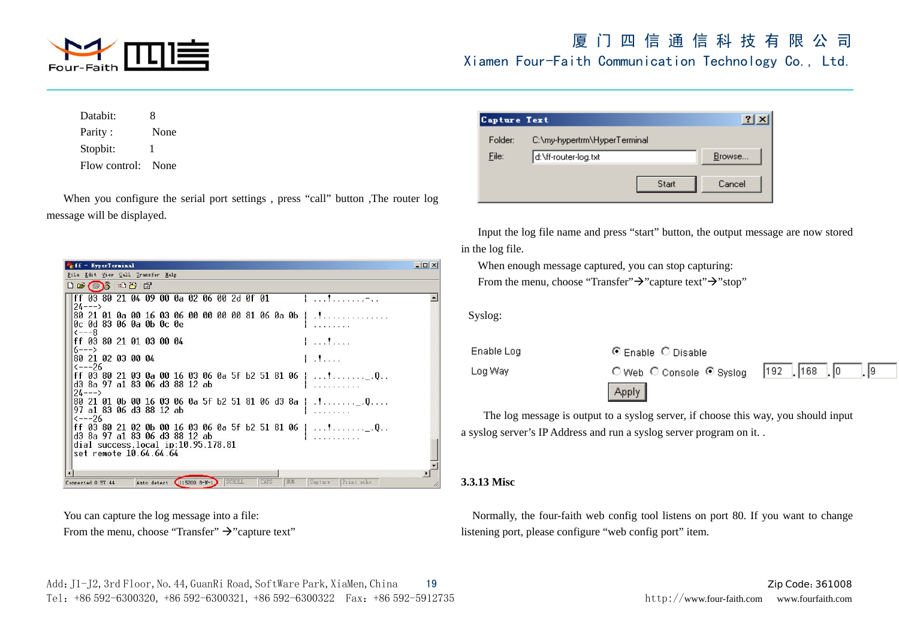Databit: 8
Parity : None
Stopbit: 1
Flow control: None

When you configure the serial port settings , press “call” button ,The router log message will be displayed.

```
ff 03 80 21 04 09 00 0a 02 06 00 2d 0f 01        | ...!.......-..
24--->
80 21 01 0a 00 16 03 06 00 00 00 00 81 06 0a 0b  | .!..............
0c 0d 83 06 0a 0b 0c 0e                          | ........
<---8
ff 03 80 21 01 03 00 04                          | ...!....
6--->
80 21 02 03 00 04                                | .!....
<---26
ff 03 80 21 03 0a 00 16 03 06 0a 5f b2 51 81 06  | ...!......._.Q..
d3 8a 97 a1 83 06 d3 88 12 ab                    | ..........
24--->
80 21 01 0b 00 16 03 06 0a 5f b2 51 81 06 d3 8a  | .!......._.Q....
97 a1 83 06 d3 88 12 ab                          | ........
<---26
ff 03 80 21 02 0b 00 16 03 06 0a 5f b2 51 81 06  | ...!......._.Q..
d3 8a 97 a1 83 06 d3 88 12 ab                    | ..........
dial success,local ip:10.95.178.81
set remote 10.64.64.64
```

You can capture the log message into a file:
From the menu, choose “Transfer” →”capture text”

Capture Text
Folder: C:\my-hypertrm\HyperTerminal
File: d:\ff-router-log.txt
Browse... Start Cancel

Input the log file name and press “start” button, the output message are now stored in the log file.

When enough message captured, you can stop capturing:
From the menu, choose “Transfer”→”capture text”→”stop”

Syslog:

| Enable Log | ⦿ Enable ○ Disable |
|---|---|
| Log Way | ○ Web ○ Console ⦿ Syslog 192 . 168 . 0 . 9 |

Apply

The log message is output to a syslog server, if choose this way, you should input a syslog server’s IP Address and run a syslog server program on it. .

### 3.3.13 Misc

Normally, the four-faith web config tool listens on port 80. If you want to change listening port, please configure “web config port” item.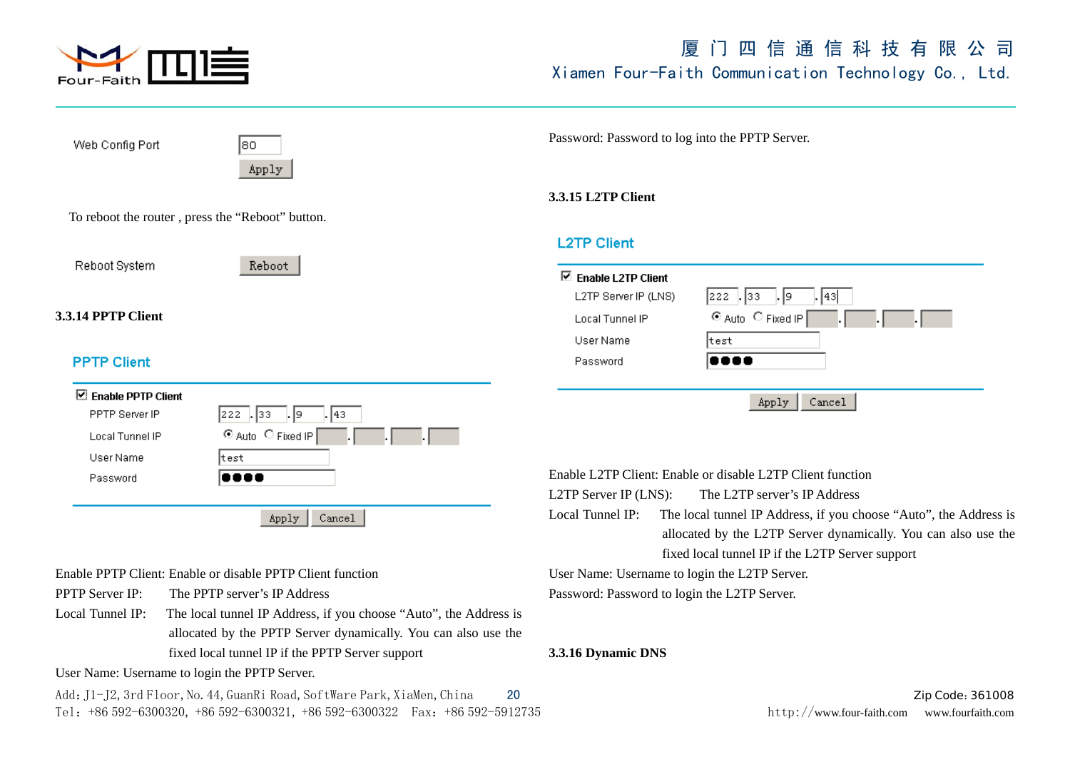Web Config Port 80

Apply

To reboot the router , press the “Reboot” button.

Reboot System Reboot

**3.3.14 PPTP Client**

PPTP Client

Enable PPTP Client

| | |
|---|---|
| PPTP Server IP | 222 . 33 . 9 . 43 |
| Local Tunnel IP | Auto Fixed IP |
| User Name | test |
| Password | ●●●● |

Apply Cancel

Enable PPTP Client: Enable or disable PPTP Client function

PPTP Server IP: The PPTP server’s IP Address

Local Tunnel IP: The local tunnel IP Address, if you choose “Auto”, the Address is allocated by the PPTP Server dynamically. You can also use the fixed local tunnel IP if the PPTP Server support

User Name: Username to login the PPTP Server.

Password: Password to log into the PPTP Server.

**3.3.15 L2TP Client**

L2TP Client

Enable L2TP Client

| | |
|---|---|
| L2TP Server IP (LNS) | 222 . 33 . 9 . 43 |
| Local Tunnel IP | Auto Fixed IP |
| User Name | test |
| Password | ●●●● |

Apply Cancel

Enable L2TP Client: Enable or disable L2TP Client function

L2TP Server IP (LNS): The L2TP server’s IP Address

Local Tunnel IP: The local tunnel IP Address, if you choose “Auto”, the Address is allocated by the L2TP Server dynamically. You can also use the fixed local tunnel IP if the L2TP Server support

User Name: Username to login the L2TP Server.

Password: Password to login the L2TP Server.

**3.3.16 Dynamic DNS**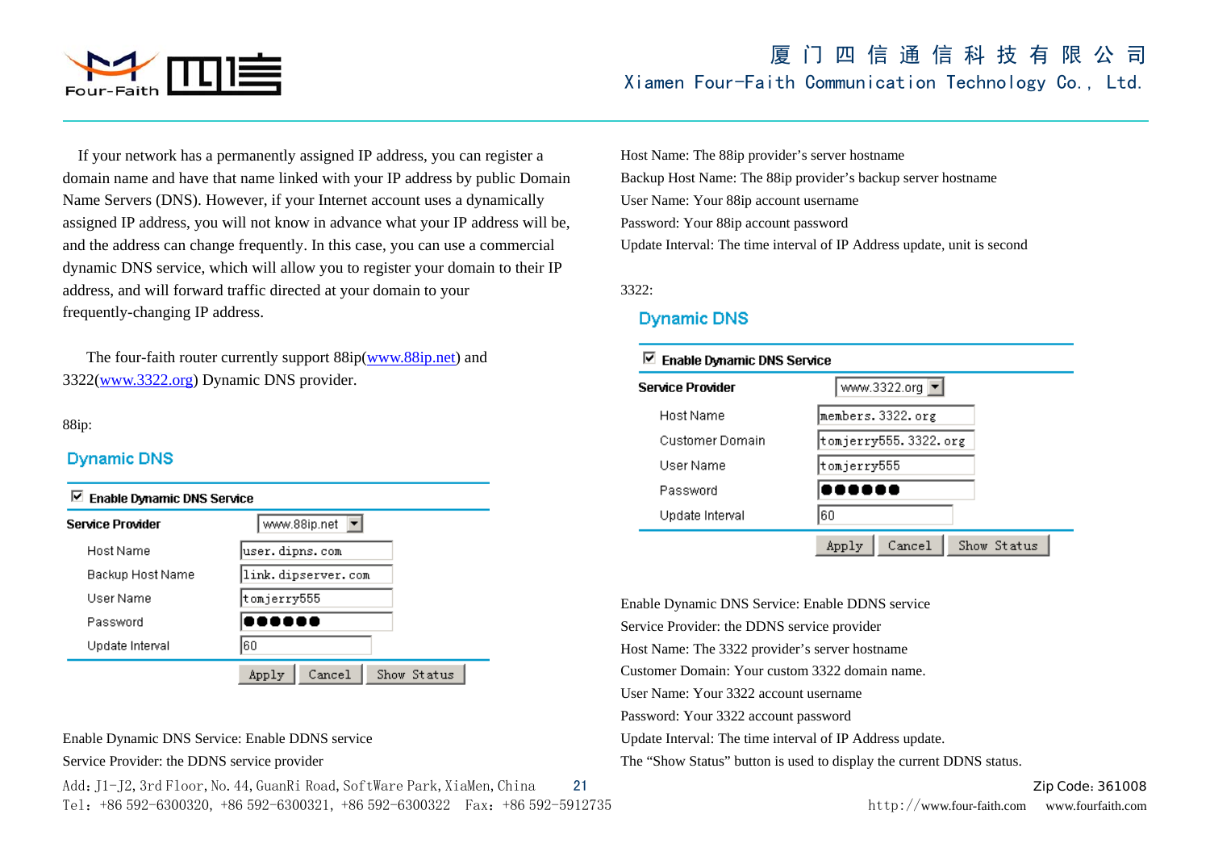If your network has a permanently assigned IP address, you can register a domain name and have that name linked with your IP address by public Domain Name Servers (DNS). However, if your Internet account uses a dynamically assigned IP address, you will not know in advance what your IP address will be, and the address can change frequently. In this case, you can use a commercial dynamic DNS service, which will allow you to register your domain to their IP address, and will forward traffic directed at your domain to your frequently-changing IP address.

The four-faith router currently support 88ip(www.88ip.net) and 3322(www.3322.org) Dynamic DNS provider.

88ip:

**Dynamic DNS**

| ☑ Enable Dynamic DNS Service | |
|---|---|
| **Service Provider** | www.88ip.net |
| Host Name | user.dipns.com |
| Backup Host Name | link.dipserver.com |
| User Name | tomjerry555 |
| Password | ●●●●●● |
| Update Interval | 60 |

[Apply] [Cancel] [Show Status]

Enable Dynamic DNS Service: Enable DDNS service

Service Provider: the DDNS service provider

Host Name: The 88ip provider's server hostname

Backup Host Name: The 88ip provider's backup server hostname

User Name: Your 88ip account username

Password: Your 88ip account password

Update Interval: The time interval of IP Address update, unit is second

3322:

**Dynamic DNS**

| ☑ Enable Dynamic DNS Service | |
|---|---|
| **Service Provider** | www.3322.org |
| Host Name | members.3322.org |
| Customer Domain | tomjerry555.3322.org |
| User Name | tomjerry555 |
| Password | ●●●●●● |
| Update Interval | 60 |

[Apply] [Cancel] [Show Status]

Enable Dynamic DNS Service: Enable DDNS service

Service Provider: the DDNS service provider

Host Name: The 3322 provider's server hostname

Customer Domain: Your custom 3322 domain name.

User Name: Your 3322 account username

Password: Your 3322 account password

Update Interval: The time interval of IP Address update.

The "Show Status" button is used to display the current DDNS status.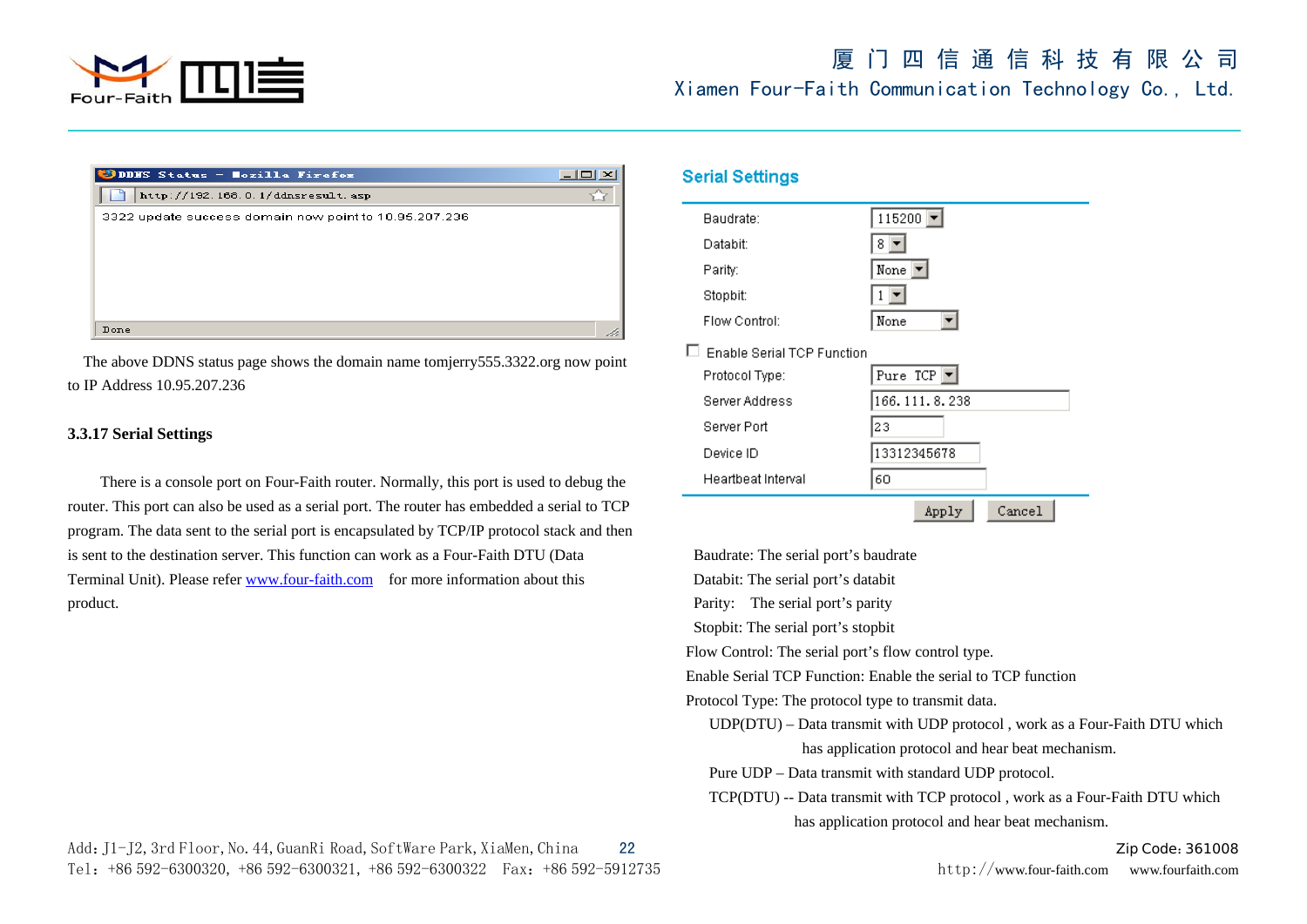The above DDNS status page shows the domain name tomjerry555.3322.org now point to IP Address 10.95.207.236

### 3.3.17 Serial Settings

There is a console port on Four-Faith router. Normally, this port is used to debug the router. This port can also be used as a serial port. The router has embedded a serial to TCP program. The data sent to the serial port is encapsulated by TCP/IP protocol stack and then is sent to the destination server. This function can work as a Four-Faith DTU (Data Terminal Unit). Please refer www.four-faith.com for more information about this product.

Baudrate: The serial port's baudrate

Databit: The serial port's databit

Parity: The serial port's parity

Stopbit: The serial port's stopbit

Flow Control: The serial port's flow control type.

Enable Serial TCP Function: Enable the serial to TCP function

Protocol Type: The protocol type to transmit data.

- UDP(DTU) – Data transmit with UDP protocol , work as a Four-Faith DTU which has application protocol and hear beat mechanism.
- Pure UDP – Data transmit with standard UDP protocol.
- TCP(DTU) -- Data transmit with TCP protocol , work as a Four-Faith DTU which has application protocol and hear beat mechanism.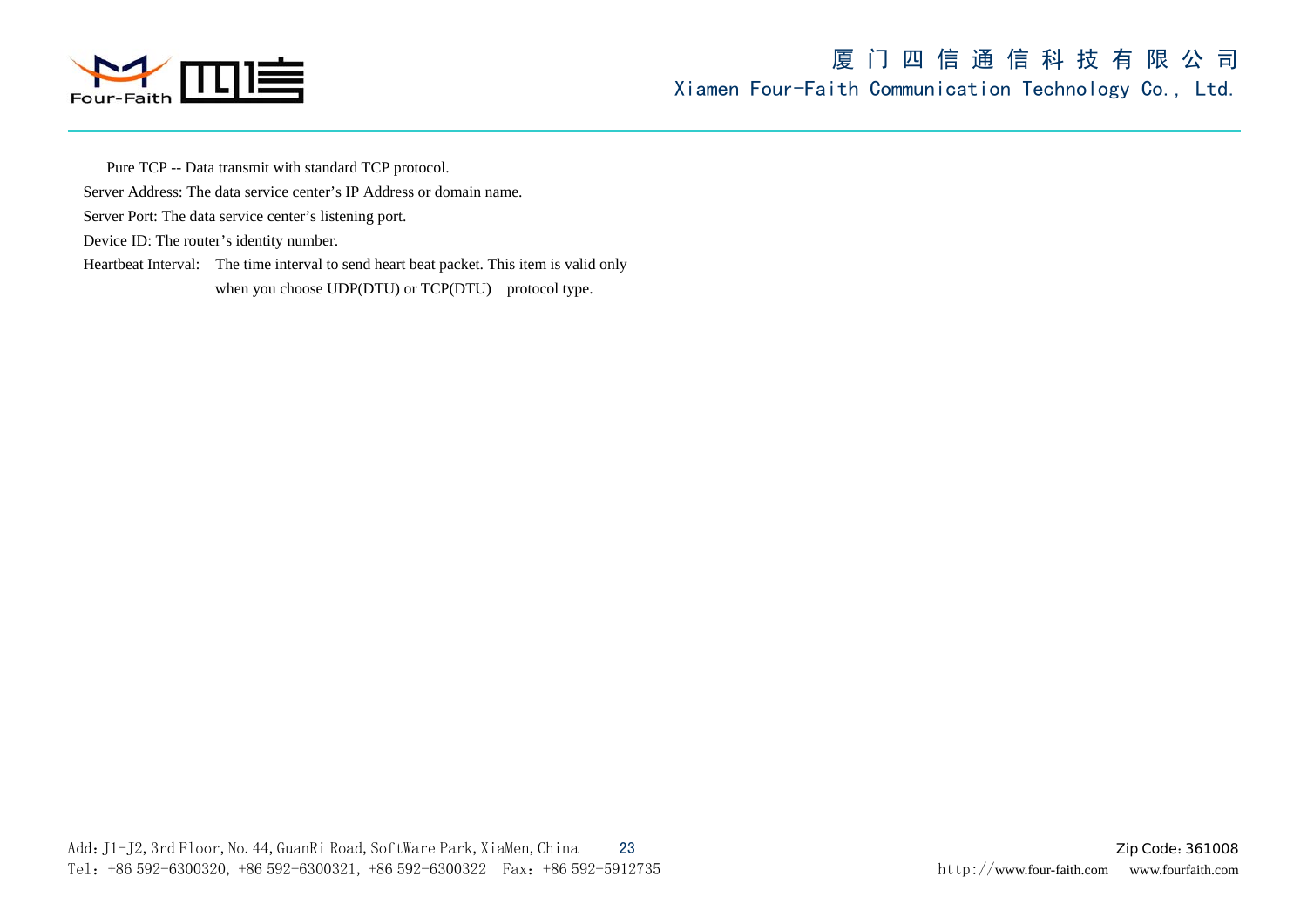Pure TCP -- Data transmit with standard TCP protocol.

Server Address: The data service center's IP Address or domain name.

Server Port: The data service center's listening port.

Device ID: The router's identity number.

Heartbeat Interval: The time interval to send heart beat packet. This item is valid only when you choose UDP(DTU) or TCP(DTU) protocol type.